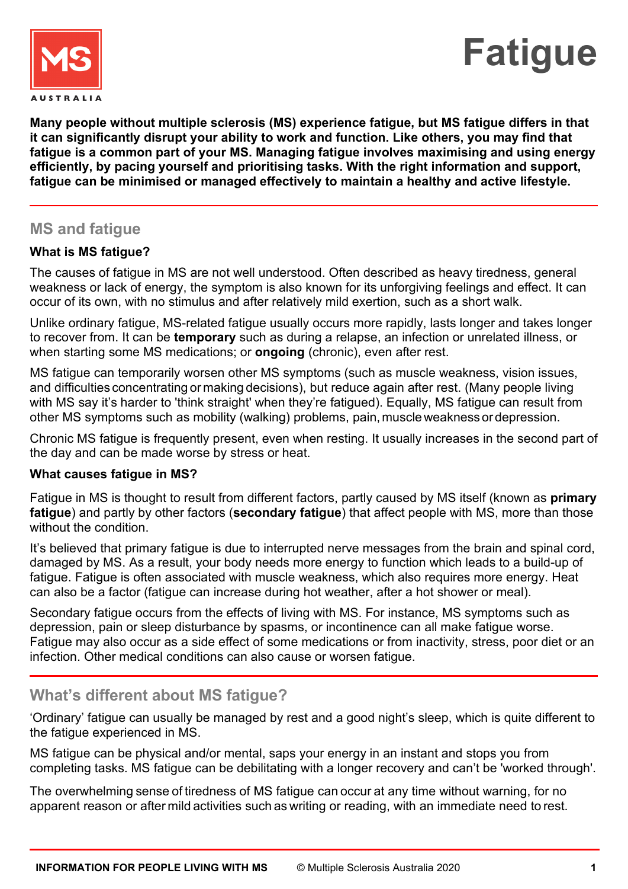# Fatigue

**Many people without multiple sclerosis (MS) experience fatigue, but MS fatigue differs in that it can significantly disrupt your ability to work and function. Like others, you may find that fatigue is a common part of your MS. Managing fatigue involves maximising and using energy efficiently, by pacing yourself and prioritising tasks. With the right information and support, fatigue can be minimised or managed effectively to maintain a healthy and active lifestyle.**

## MS and fatigue

### What is MS fatigue?

The causes of fatigue in MS are not well understood. Often described as heavy tiredness, general weakness or lack of energy, the symptom is also known for its unforgiving feelings and effect. It can occur of its own, with no stimulus and after relatively mild exertion, such as a short walk.

Unlike ordinary fatigue, MS-related fatigue usually occurs more rapidly, lasts longer and takes longer to recover from. It can be **temporary** such as during a relapse, an infection or unrelated illness, or when starting some MS medications; or **ongoing** (chronic), even after rest.

MS fatigue can temporarily worsen other MS symptoms (such as muscle weakness, vision issues, and difficulties concentrating or making decisions), but reduce again after rest. (Many people living with MS say it's harder to 'think straight' when they're fatigued). Equally, MS fatigue can result from other MS symptoms such as mobility (walking) problems, pain, muscle weakness or depression.

Chronic MS fatigue is frequently present, even when resting. It usually increases in the second part of the day and can be made worse by stress or heat.

### What causes fatigue in MS?

Fatigue in MS is thought to result from different factors, partly caused by MS itself (known as **primary fatigue**) and partly by other factors (**secondary fatigue**) that affect people with MS, more than those without the condition.

It's believed that primary fatigue is due to interrupted nerve messages from the brain and spinal cord, damaged by MS. As a result, your body needs more energy to function which leads to a build-up of fatigue. Fatigue is often associated with muscle weakness, which also requires more energy. Heat can also be a factor (fatigue can increase during hot weather, after a hot shower or meal).

Secondary fatigue occurs from the effects of living with MS. For instance, MS symptoms such as depression, pain or sleep disturbance by spasms, or incontinence can all make fatigue worse. Fatigue may also occur as a side effect of some medications or from inactivity, stress, poor diet or an infection. Other medical conditions can also cause or worsen fatigue.

## What's different about MS fatigue?

'Ordinary' fatigue can usually be managed by rest and a good night's sleep, which is quite different to the fatigue experienced in MS.

MS fatigue can be physical and/or mental, saps your energy in an instant and stops you from completing tasks. MS fatigue can be debilitating with a longer recovery and can't be 'worked through'.

The overwhelming sense of tiredness of MS fatigue can occur at any time without warning, for no apparent reason or after mild activities such as writing or reading, with an immediate need to rest.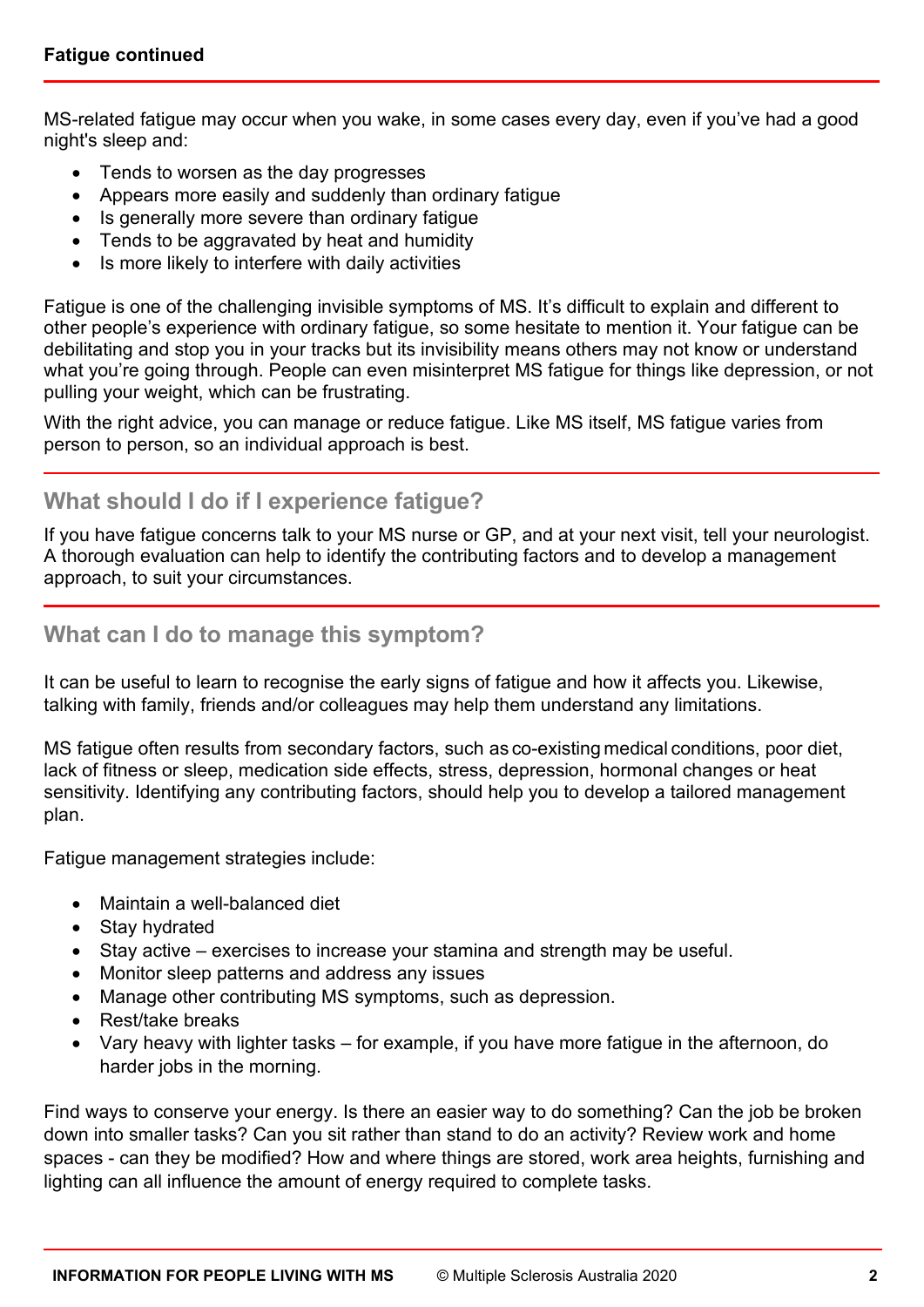**Fatigue continued**

MS-related fatigue may occur when you wake, in some cases every day, even if you've had a good night's sleep and:

- Tends to worsen as the day progresses
- Appears more easily and suddenly than ordinary fatigue
- Is generally more severe than ordinary fatigue
- Tends to be aggravated by heat and humidity
- Is more likely to interfere with daily activities

Fatigue is one of the challenging invisible symptoms of MS. It's difficult to explain and different to other people's experience with ordinary fatigue, so some hesitate to mention it. Your fatigue can be debilitating and stop you in your tracks but its invisibility means others may not know or understand what you're going through. People can even misinterpret MS fatigue for things like depression, or not pulling your weight, which can be frustrating.

With the right advice, you can manage or reduce fatigue. Like MS itself, MS fatigue varies from person to person, so an individual approach is best.

## What should I do if I experience fatigue?

If you have fatigue concerns talk to your MS nurse or GP, and at your next visit, tell your neurologist. A thorough evaluation can help to identify the contributing factors and to develop a management approach, to suit your circumstances.

## What can I do to manage this symptom?

It can be useful to learn to recognise the early signs of fatigue and how it affects you. Likewise, talking with family, friends and/or colleagues may help them understand any limitations.

MS fatigue often results from secondary factors, such as co-existing medical conditions, poor diet, lack of fitness or sleep, medication side effects, stress, depression, hormonal changes or heat sensitivity. Identifying any contributing factors, should help you to develop a tailored management plan.

Fatigue management strategies include:

- Maintain a well-balanced diet
- Stay hydrated
- Stay active – exercises to increase your stamina and strength may be useful.
- Monitor sleep patterns and address any issues
- Manage other contributing MS symptoms, such as depression.
- Rest/take breaks
- Vary heavy with lighter tasks – for example, if you have more fatigue in the afternoon, do harder jobs in the morning.

Find ways to conserve your energy. Is there an easier way to do something? Can the job be broken down into smaller tasks? Can you sit rather than stand to do an activity? Review work and home spaces - can they be modified? How and where things are stored, work area heights, furnishing and lighting can all influence the amount of energy required to complete tasks.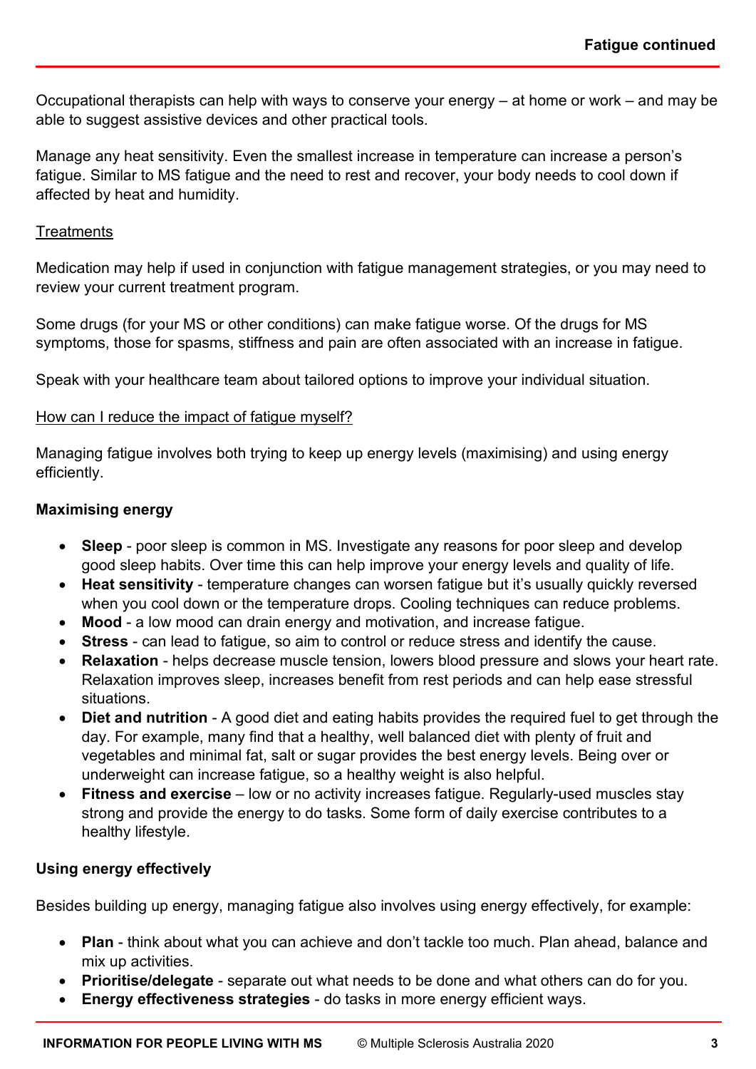Occupational therapists can help with ways to conserve your energy – at home or work – and may be able to suggest assistive devices and other practical tools.

Manage any heat sensitivity. Even the smallest increase in temperature can increase a person's fatigue. Similar to MS fatigue and the need to rest and recover, your body needs to cool down if affected by heat and humidity.

## Treatments

Medication may help if used in conjunction with fatigue management strategies, or you may need to review your current treatment program.

Some drugs (for your MS or other conditions) can make fatigue worse. Of the drugs for MS symptoms, those for spasms, stiffness and pain are often associated with an increase in fatigue.

Speak with your healthcare team about tailored options to improve your individual situation.

## How can I reduce the impact of fatigue myself?

Managing fatigue involves both trying to keep up energy levels (maximising) and using energy efficiently.

### Maximising energy

- **Sleep** - poor sleep is common in MS. Investigate any reasons for poor sleep and develop good sleep habits. Over time this can help improve your energy levels and quality of life.
- **Heat sensitivity** - temperature changes can worsen fatigue but it's usually quickly reversed when you cool down or the temperature drops. Cooling techniques can reduce problems.
- **Mood** - a low mood can drain energy and motivation, and increase fatigue.
- **Stress** - can lead to fatigue, so aim to control or reduce stress and identify the cause.
- **Relaxation** - helps decrease muscle tension, lowers blood pressure and slows your heart rate. Relaxation improves sleep, increases benefit from rest periods and can help ease stressful situations.
- **Diet and nutrition** - A good diet and eating habits provides the required fuel to get through the day. For example, many find that a healthy, well balanced diet with plenty of fruit and vegetables and minimal fat, salt or sugar provides the best energy levels. Being over or underweight can increase fatigue, so a healthy weight is also helpful.
- **Fitness and exercise** – low or no activity increases fatigue. Regularly-used muscles stay strong and provide the energy to do tasks. Some form of daily exercise contributes to a healthy lifestyle.

### Using energy effectively

Besides building up energy, managing fatigue also involves using energy effectively, for example:

- **Plan** - think about what you can achieve and don't tackle too much. Plan ahead, balance and mix up activities.
- **Prioritise/delegate** - separate out what needs to be done and what others can do for you.
- **Energy effectiveness strategies** - do tasks in more energy efficient ways.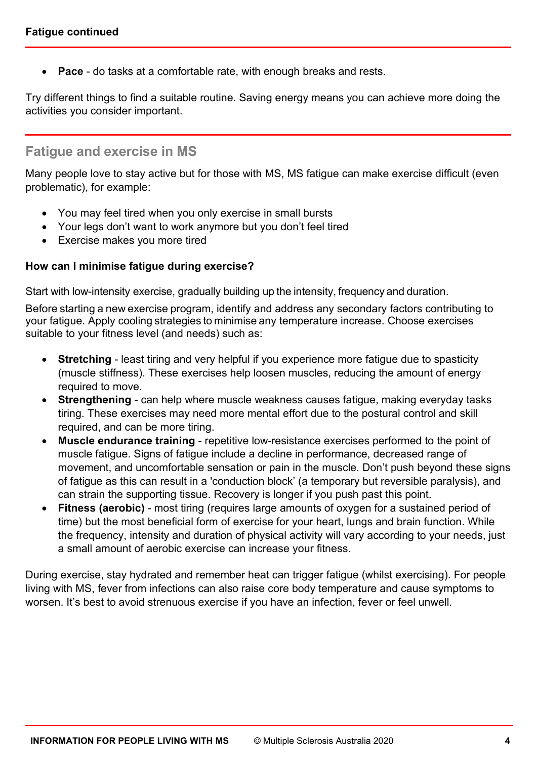- **Pace** - do tasks at a comfortable rate, with enough breaks and rests.

Try different things to find a suitable routine. Saving energy means you can achieve more doing the activities you consider important.

## Fatigue and exercise in MS

Many people love to stay active but for those with MS, MS fatigue can make exercise difficult (even problematic), for example:

- You may feel tired when you only exercise in small bursts
- Your legs don't want to work anymore but you don't feel tired
- Exercise makes you more tired

**How can I minimise fatigue during exercise?**

Start with low-intensity exercise, gradually building up the intensity, frequency and duration.

Before starting a new exercise program, identify and address any secondary factors contributing to your fatigue. Apply cooling strategies to minimise any temperature increase. Choose exercises suitable to your fitness level (and needs) such as:

- **Stretching** - least tiring and very helpful if you experience more fatigue due to spasticity (muscle stiffness). These exercises help loosen muscles, reducing the amount of energy required to move.
- **Strengthening** - can help where muscle weakness causes fatigue, making everyday tasks tiring. These exercises may need more mental effort due to the postural control and skill required, and can be more tiring.
- **Muscle endurance training** - repetitive low-resistance exercises performed to the point of muscle fatigue. Signs of fatigue include a decline in performance, decreased range of movement, and uncomfortable sensation or pain in the muscle. Don't push beyond these signs of fatigue as this can result in a 'conduction block' (a temporary but reversible paralysis), and can strain the supporting tissue. Recovery is longer if you push past this point.
- **Fitness (aerobic)** - most tiring (requires large amounts of oxygen for a sustained period of time) but the most beneficial form of exercise for your heart, lungs and brain function. While the frequency, intensity and duration of physical activity will vary according to your needs, just a small amount of aerobic exercise can increase your fitness.

During exercise, stay hydrated and remember heat can trigger fatigue (whilst exercising). For people living with MS, fever from infections can also raise core body temperature and cause symptoms to worsen. It's best to avoid strenuous exercise if you have an infection, fever or feel unwell.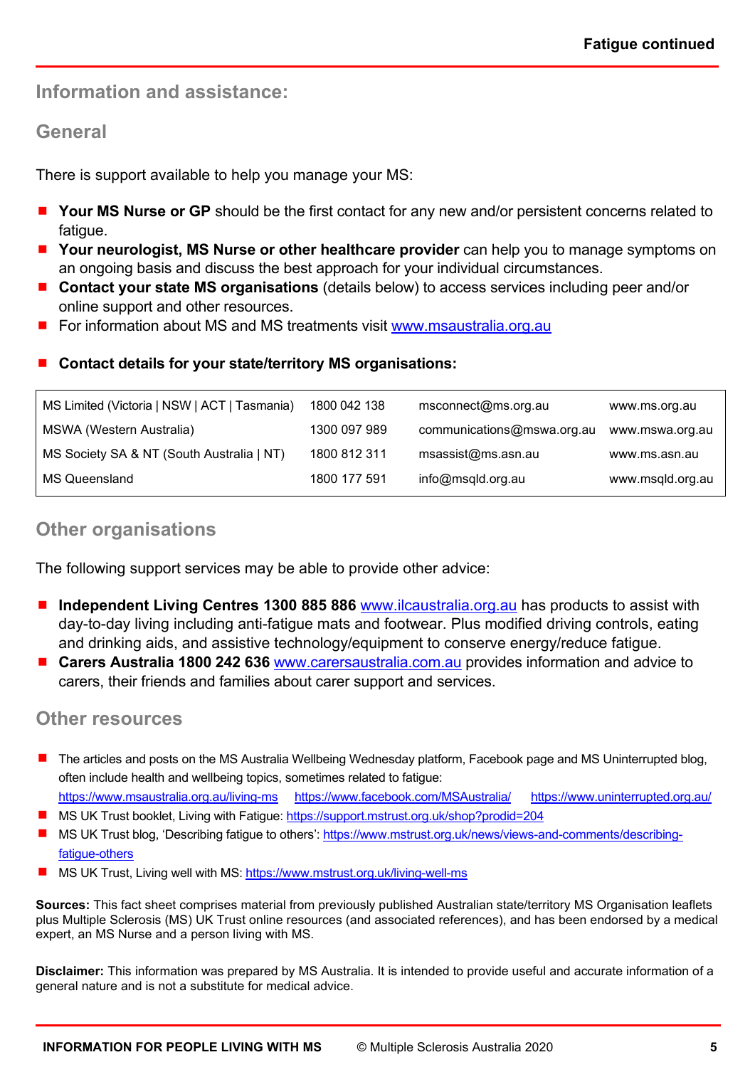## Information and assistance:

### General

There is support available to help you manage your MS:

- **Your MS Nurse or GP** should be the first contact for any new and/or persistent concerns related to fatigue.
- **Your neurologist, MS Nurse or other healthcare provider** can help you to manage symptoms on an ongoing basis and discuss the best approach for your individual circumstances.
- **Contact your state MS organisations** (details below) to access services including peer and/or online support and other resources.
- For information about MS and MS treatments visit [www.msaustralia.org.au](http://www.msaustralia.org.au)

- **Contact details for your state/territory MS organisations:**

| | | | |
|---|---|---|---|
| MS Limited (Victoria \| NSW \| ACT \| Tasmania) | 1800 042 138 | msconnect@ms.org.au | www.ms.org.au |
| MSWA (Western Australia) | 1300 097 989 | communications@mswa.org.au | www.mswa.org.au |
| MS Society SA & NT (South Australia \| NT) | 1800 812 311 | msassist@ms.asn.au | www.ms.asn.au |
| MS Queensland | 1800 177 591 | info@msqld.org.au | www.msqld.org.au |

### Other organisations

The following support services may be able to provide other advice:

- **Independent Living Centres 1300 885 886** [www.ilcaustralia.org.au](http://www.ilcaustralia.org.au) has products to assist with day-to-day living including anti-fatigue mats and footwear. Plus modified driving controls, eating and drinking aids, and assistive technology/equipment to conserve energy/reduce fatigue.
- **Carers Australia 1800 242 636** [www.carersaustralia.com.au](http://www.carersaustralia.com.au) provides information and advice to carers, their friends and families about carer support and services.

### Other resources

- The articles and posts on the MS Australia Wellbeing Wednesday platform, Facebook page and MS Uninterrupted blog, often include health and wellbeing topics, sometimes related to fatigue: https://www.msaustralia.org.au/living-ms https://www.facebook.com/MSAustralia/ https://www.uninterrupted.org.au/
- MS UK Trust booklet, Living with Fatigue: https://support.mstrust.org.uk/shop?prodid=204
- MS UK Trust blog, 'Describing fatigue to others': https://www.mstrust.org.uk/news/views-and-comments/describing-fatigue-others
- MS UK Trust, Living well with MS: https://www.mstrust.org.uk/living-well-ms

**Sources:** This fact sheet comprises material from previously published Australian state/territory MS Organisation leaflets plus Multiple Sclerosis (MS) UK Trust online resources (and associated references), and has been endorsed by a medical expert, an MS Nurse and a person living with MS.

**Disclaimer:** This information was prepared by MS Australia. It is intended to provide useful and accurate information of a general nature and is not a substitute for medical advice.